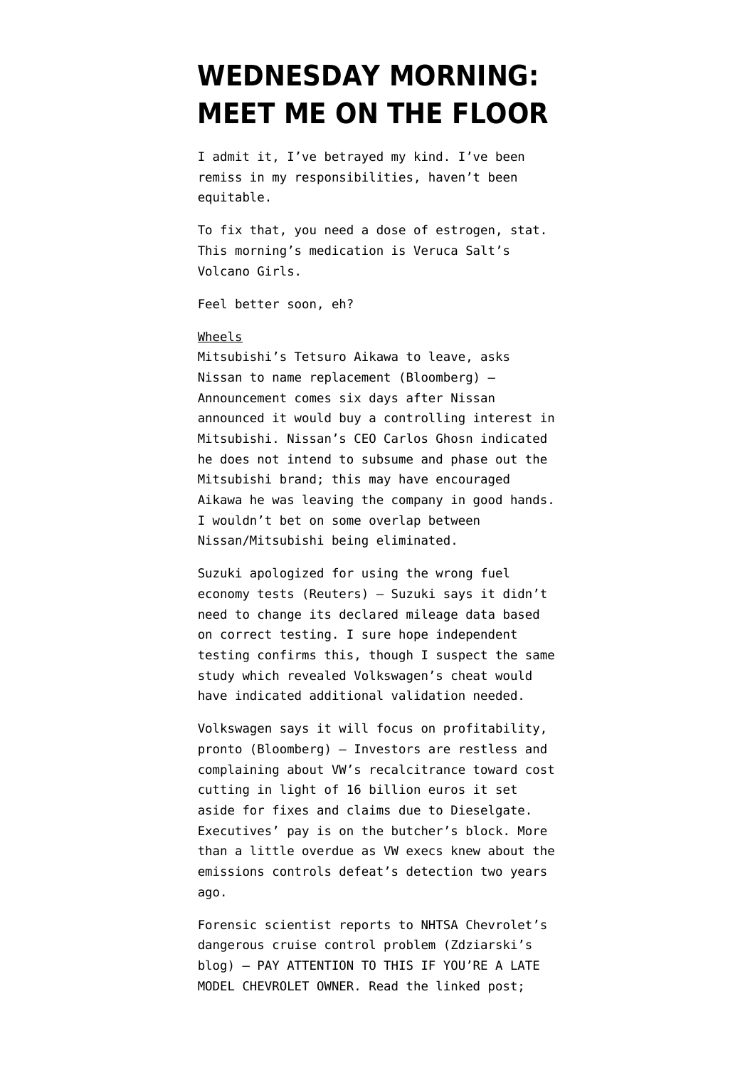# WEDNESDAY MORNING: MEET ME ON THE FLOOR

I admit it, I've betrayed my kind. I've been remiss in my responsibilities, haven't been equitable.

To fix that, you need a dose of estrogen, stat. This morning's medication is Veruca Salt's Volcano Girls.

Feel better soon, eh?

<u>Wheels</u>

Mitsubishi's Tetsuro Aikawa to leave, asks Nissan to name replacement (Bloomberg) — Announcement comes six days after Nissan announced it would buy a controlling interest in Mitsubishi. Nissan's CEO Carlos Ghosn indicated he does not intend to subsume and phase out the Mitsubishi brand; this may have encouraged Aikawa he was leaving the company in good hands. I wouldn't bet on some overlap between Nissan/Mitsubishi being eliminated.

Suzuki apologized for using the wrong fuel economy tests (Reuters) — Suzuki says it didn't need to change its declared mileage data based on correct testing. I sure hope independent testing confirms this, though I suspect the same study which revealed Volkswagen's cheat would have indicated additional validation needed.

Volkswagen says it will focus on profitability, pronto (Bloomberg) — Investors are restless and complaining about VW's recalcitrance toward cost cutting in light of 16 billion euros it set aside for fixes and claims due to Dieselgate. Executives' pay is on the butcher's block. More than a little overdue as VW execs knew about the emissions controls defeat's detection two years ago.

Forensic scientist reports to NHTSA Chevrolet's dangerous cruise control problem (Zdziarski's blog) — PAY ATTENTION TO THIS IF YOU'RE A LATE MODEL CHEVROLET OWNER. Read the linked post;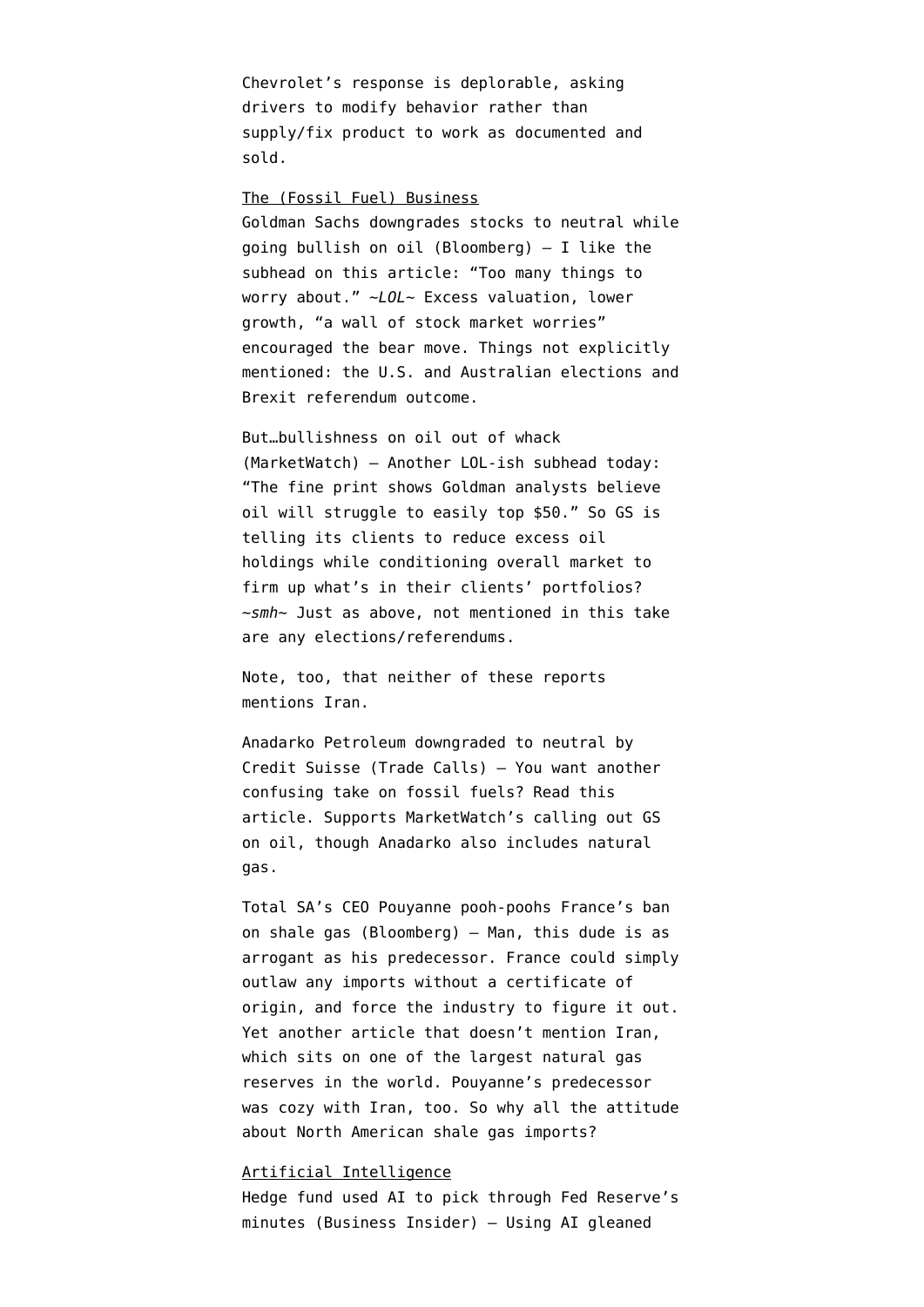Chevrolet's response is deplorable, asking drivers to modify behavior rather than supply/fix product to work as documented and sold.

The (Fossil Fuel) Business

Goldman Sachs downgrades stocks to neutral while going bullish on oil (Bloomberg) — I like the subhead on this article: "Too many things to worry about." *~LOL~* Excess valuation, lower growth, "a wall of stock market worries" encouraged the bear move. Things not explicitly mentioned: the U.S. and Australian elections and Brexit referendum outcome.

But…bullishness on oil out of whack (MarketWatch) — Another LOL-ish subhead today: "The fine print shows Goldman analysts believe oil will struggle to easily top $50." So GS is telling its clients to reduce excess oil holdings while conditioning overall market to firm up what's in their clients' portfolios? *~smh~* Just as above, not mentioned in this take are any elections/referendums.

Note, too, that neither of these reports mentions Iran.

Anadarko Petroleum downgraded to neutral by Credit Suisse (Trade Calls) — You want another confusing take on fossil fuels? Read this article. Supports MarketWatch's calling out GS on oil, though Anadarko also includes natural gas.

Total SA's CEO Pouyanne pooh-poohs France's ban on shale gas (Bloomberg) — Man, this dude is as arrogant as his predecessor. France could simply outlaw any imports without a certificate of origin, and force the industry to figure it out. Yet another article that doesn't mention Iran, which sits on one of the largest natural gas reserves in the world. Pouyanne's predecessor was cozy with Iran, too. So why all the attitude about North American shale gas imports?

Artificial Intelligence

Hedge fund used AI to pick through Fed Reserve's minutes (Business Insider) — Using AI gleaned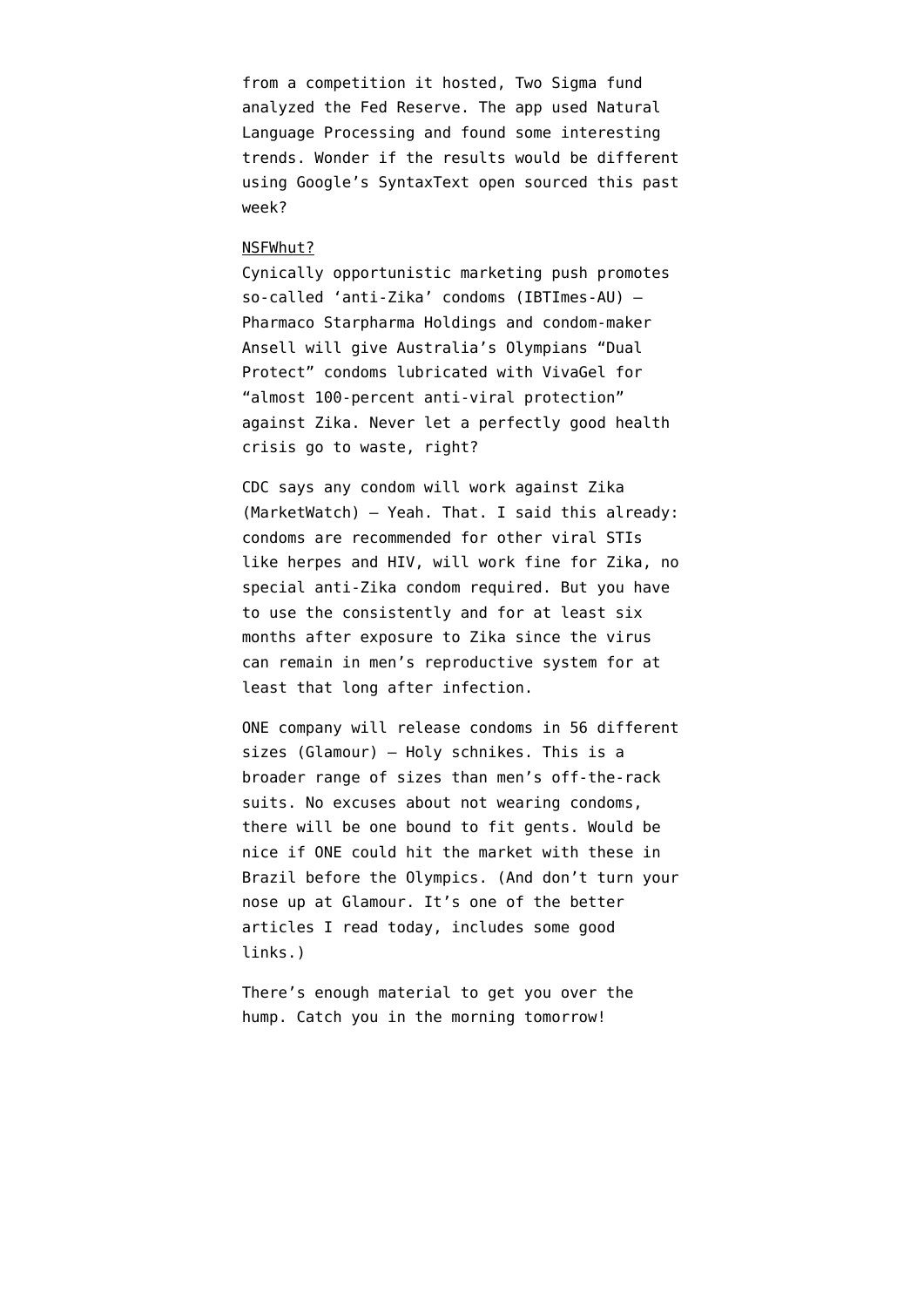from a competition it hosted, Two Sigma fund analyzed the Fed Reserve. The app used Natural Language Processing and found some interesting trends. Wonder if the results would be different using Google's SyntaxText open sourced this past week?

NSFWhut?

Cynically opportunistic marketing push promotes so-called 'anti-Zika' condoms (IBTImes-AU) — Pharmaco Starpharma Holdings and condom-maker Ansell will give Australia's Olympians "Dual Protect" condoms lubricated with VivaGel for "almost 100-percent anti-viral protection" against Zika. Never let a perfectly good health crisis go to waste, right?

CDC says any condom will work against Zika (MarketWatch) — Yeah. That. I said this already: condoms are recommended for other viral STIs like herpes and HIV, will work fine for Zika, no special anti-Zika condom required. But you have to use the consistently and for at least six months after exposure to Zika since the virus can remain in men's reproductive system for at least that long after infection.

ONE company will release condoms in 56 different sizes (Glamour) — Holy schnikes. This is a broader range of sizes than men's off-the-rack suits. No excuses about not wearing condoms, there will be one bound to fit gents. Would be nice if ONE could hit the market with these in Brazil before the Olympics. (And don't turn your nose up at Glamour. It's one of the better articles I read today, includes some good links.)

There's enough material to get you over the hump. Catch you in the morning tomorrow!